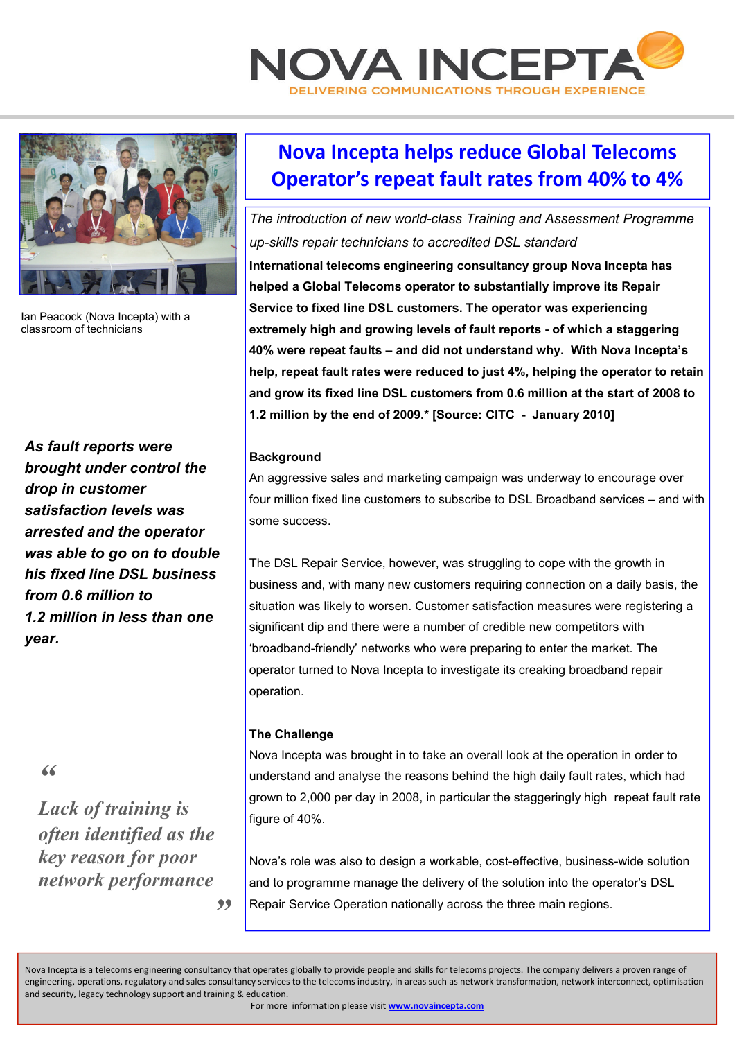# NOVA INCEPTA

DELIVERING COMMUNICATIONS THROUGH EXPERIENCE

Ian Peacock (Nova Incepta) with a classroom of technicians

## Nova Incepta helps reduce Global Telecoms Operator's repeat fault rates from 40% to 4%

*The introduction of new world-class Training and Assessment Programme up-skills repair technicians to accredited DSL standard*

**International telecoms engineering consultancy group Nova Incepta has helped a Global Telecoms operator to substantially improve its Repair Service to fixed line DSL customers. The operator was experiencing extremely high and growing levels of fault reports - of which a staggering 40% were repeat faults – and did not understand why. With Nova Incepta's help, repeat fault rates were reduced to just 4%, helping the operator to retain and grow its fixed line DSL customers from 0.6 million at the start of 2008 to 1.2 million by the end of 2009.* [Source: CITC - January 2010]**

***As fault reports were brought under control the drop in customer satisfaction levels was arrested and the operator was able to go on to double his fixed line DSL business from 0.6 million to 1.2 million in less than one year.***

### Background

An aggressive sales and marketing campaign was underway to encourage over four million fixed line customers to subscribe to DSL Broadband services – and with some success.

The DSL Repair Service, however, was struggling to cope with the growth in business and, with many new customers requiring connection on a daily basis, the situation was likely to worsen. Customer satisfaction measures were registering a significant dip and there were a number of credible new competitors with 'broadband-friendly' networks who were preparing to enter the market. The operator turned to Nova Incepta to investigate its creaking broadband repair operation.

> *"Lack of training is often identified as the key reason for poor network performance"*

### The Challenge

Nova Incepta was brought in to take an overall look at the operation in order to understand and analyse the reasons behind the high daily fault rates, which had grown to 2,000 per day in 2008, in particular the staggeringly high repeat fault rate figure of 40%.

Nova's role was also to design a workable, cost-effective, business-wide solution and to programme manage the delivery of the solution into the operator's DSL Repair Service Operation nationally across the three main regions.

---

Nova Incepta is a telecoms engineering consultancy that operates globally to provide people and skills for telecoms projects. The company delivers a proven range of engineering, operations, regulatory and sales consultancy services to the telecoms industry, in areas such as network transformation, network interconnect, optimisation and security, legacy technology support and training & education.

For more information please visit [www.novaincepta.com](http://www.novaincepta.com)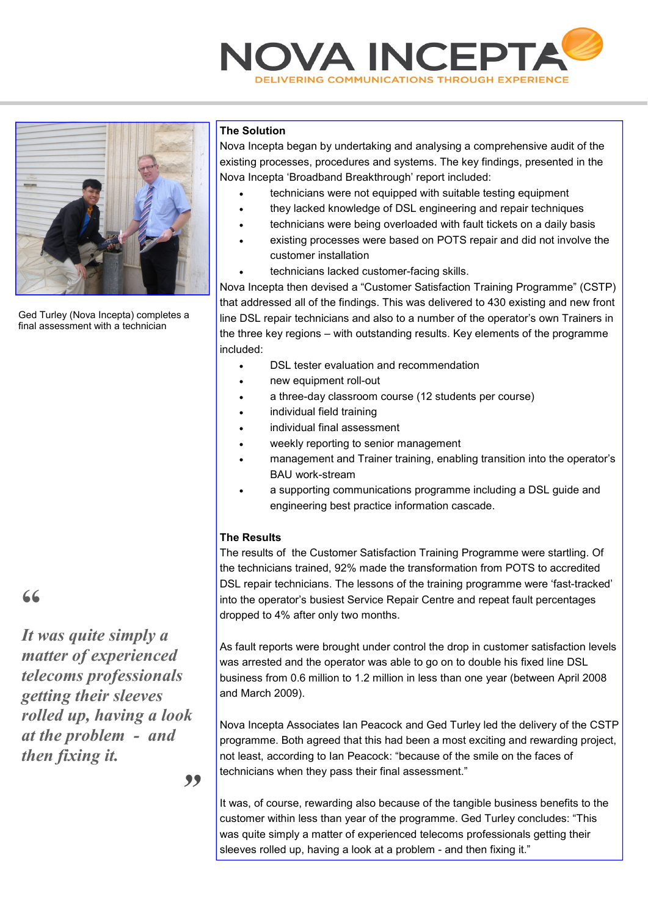Ged Turley (Nova Incepta) completes a final assessment with a technician

### The Solution

Nova Incepta began by undertaking and analysing a comprehensive audit of the existing processes, procedures and systems. The key findings, presented in the Nova Incepta 'Broadband Breakthrough' report included:

- technicians were not equipped with suitable testing equipment
- they lacked knowledge of DSL engineering and repair techniques
- technicians were being overloaded with fault tickets on a daily basis
- existing processes were based on POTS repair and did not involve the customer installation
- technicians lacked customer-facing skills.

Nova Incepta then devised a "Customer Satisfaction Training Programme" (CSTP) that addressed all of the findings. This was delivered to 430 existing and new front line DSL repair technicians and also to a number of the operator's own Trainers in the three key regions – with outstanding results. Key elements of the programme included:

- DSL tester evaluation and recommendation
- new equipment roll-out
- a three-day classroom course (12 students per course)
- individual field training
- individual final assessment
- weekly reporting to senior management
- management and Trainer training, enabling transition into the operator's BAU work-stream
- a supporting communications programme including a DSL guide and engineering best practice information cascade.

### The Results

The results of the Customer Satisfaction Training Programme were startling. Of the technicians trained, 92% made the transformation from POTS to accredited DSL repair technicians. The lessons of the training programme were 'fast-tracked' into the operator's busiest Service Repair Centre and repeat fault percentages dropped to 4% after only two months.

As fault reports were brought under control the drop in customer satisfaction levels was arrested and the operator was able to go on to double his fixed line DSL business from 0.6 million to 1.2 million in less than one year (between April 2008 and March 2009).

Nova Incepta Associates Ian Peacock and Ged Turley led the delivery of the CSTP programme. Both agreed that this had been a most exciting and rewarding project, not least, according to Ian Peacock: "because of the smile on the faces of technicians when they pass their final assessment."

It was, of course, rewarding also because of the tangible business benefits to the customer within less than year of the programme. Ged Turley concludes: "This was quite simply a matter of experienced telecoms professionals getting their sleeves rolled up, having a look at a problem - and then fixing it."

> *"It was quite simply a matter of experienced telecoms professionals getting their sleeves rolled up, having a look at the problem - and then fixing it."*